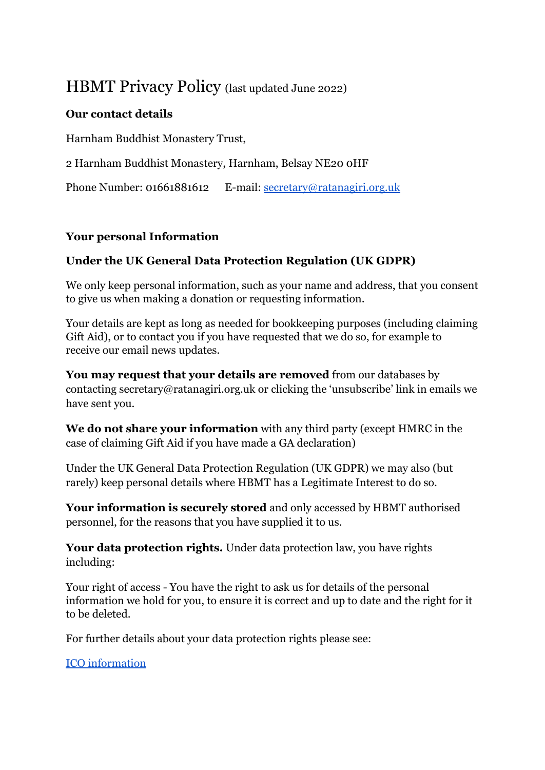# HBMT Privacy Policy (last updated June 2022)

**Our contact details**

Harnham Buddhist Monastery Trust,

2 Harnham Buddhist Monastery, Harnham, Belsay NE20 0HF

Phone Number: 01661881612 E-mail: secretary@ratanagiri.org.uk

**Your personal Information**

**Under the UK General Data Protection Regulation (UK GDPR)**

We only keep personal information, such as your name and address, that you consent to give us when making a donation or requesting information.

Your details are kept as long as needed for bookkeeping purposes (including claiming Gift Aid), or to contact you if you have requested that we do so, for example to receive our email news updates.

**You may request that your details are removed** from our databases by contacting secretary@ratanagiri.org.uk or clicking the 'unsubscribe' link in emails we have sent you.

**We do not share your information** with any third party (except HMRC in the case of claiming Gift Aid if you have made a GA declaration)

Under the UK General Data Protection Regulation (UK GDPR) we may also (but rarely) keep personal details where HBMT has a Legitimate Interest to do so.

**Your information is securely stored** and only accessed by HBMT authorised personnel, for the reasons that you have supplied it to us.

**Your data protection rights.** Under data protection law, you have rights including:

Your right of access - You have the right to ask us for details of the personal information we hold for you, to ensure it is correct and up to date and the right for it to be deleted.

For further details about your data protection rights please see:

ICO information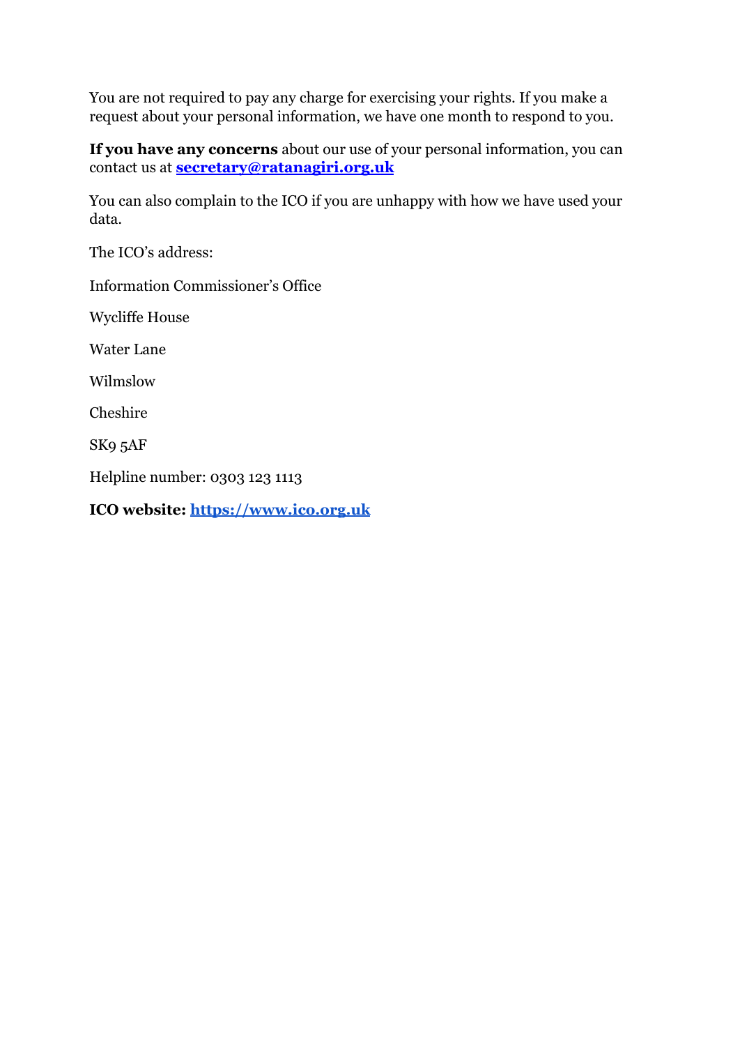You are not required to pay any charge for exercising your rights. If you make a request about your personal information, we have one month to respond to you.

**If you have any concerns** about our use of your personal information, you can contact us at **secretary@ratanagiri.org.uk**

You can also complain to the ICO if you are unhappy with how we have used your data.

The ICO's address:

Information Commissioner's Office

Wycliffe House

Water Lane

Wilmslow

Cheshire

SK9 5AF

Helpline number: 0303 123 1113

**ICO website: https://www.ico.org.uk**